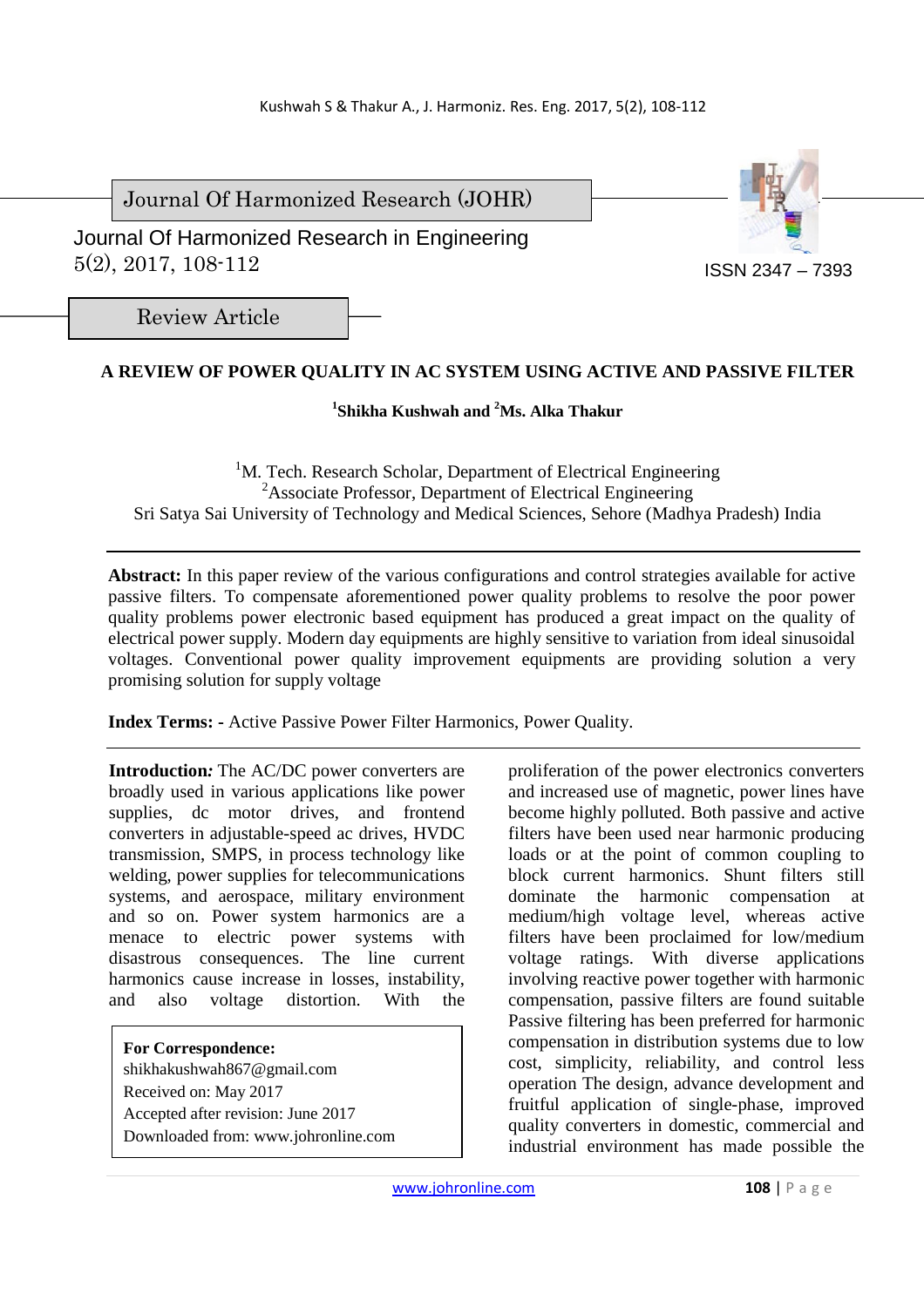Journal Of Harmonized Research (JOHR)

Journal Of Harmonized Research in Engineering
5(2), 2017, 108-112

ISSN 2347 – 7393

Review Article

# A REVIEW OF POWER QUALITY IN AC SYSTEM USING ACTIVE AND PASSIVE FILTER

**[1]Shikha Kushwah and [2]Ms. Alka Thakur**

[1]M. Tech. Research Scholar, Department of Electrical Engineering
[2]Associate Professor, Department of Electrical Engineering
Sri Satya Sai University of Technology and Medical Sciences, Sehore (Madhya Pradesh) India

**Abstract:** In this paper review of the various configurations and control strategies available for active passive filters. To compensate aforementioned power quality problems to resolve the poor power quality problems power electronic based equipment has produced a great impact on the quality of electrical power supply. Modern day equipments are highly sensitive to variation from ideal sinusoidal voltages. Conventional power quality improvement equipments are providing solution a very promising solution for supply voltage

**Index Terms: -** Active Passive Power Filter Harmonics, Power Quality.

**Introduction*:*** The AC/DC power converters are broadly used in various applications like power supplies, dc motor drives, and frontend converters in adjustable-speed ac drives, HVDC transmission, SMPS, in process technology like welding, power supplies for telecommunications systems, and aerospace, military environment and so on. Power system harmonics are a menace to electric power systems with disastrous consequences. The line current harmonics cause increase in losses, instability, and also voltage distortion. With the proliferation of the power electronics converters and increased use of magnetic, power lines have become highly polluted. Both passive and active filters have been used near harmonic producing loads or at the point of common coupling to block current harmonics. Shunt filters still dominate the harmonic compensation at medium/high voltage level, whereas active filters have been proclaimed for low/medium voltage ratings. With diverse applications involving reactive power together with harmonic compensation, passive filters are found suitable Passive filtering has been preferred for harmonic compensation in distribution systems due to low cost, simplicity, reliability, and control less operation The design, advance development and fruitful application of single-phase, improved quality converters in domestic, commercial and industrial environment has made possible the

**For Correspondence:**
shikhakushwah867@gmail.com
Received on: May 2017
Accepted after revision: June 2017
Downloaded from: www.johronline.com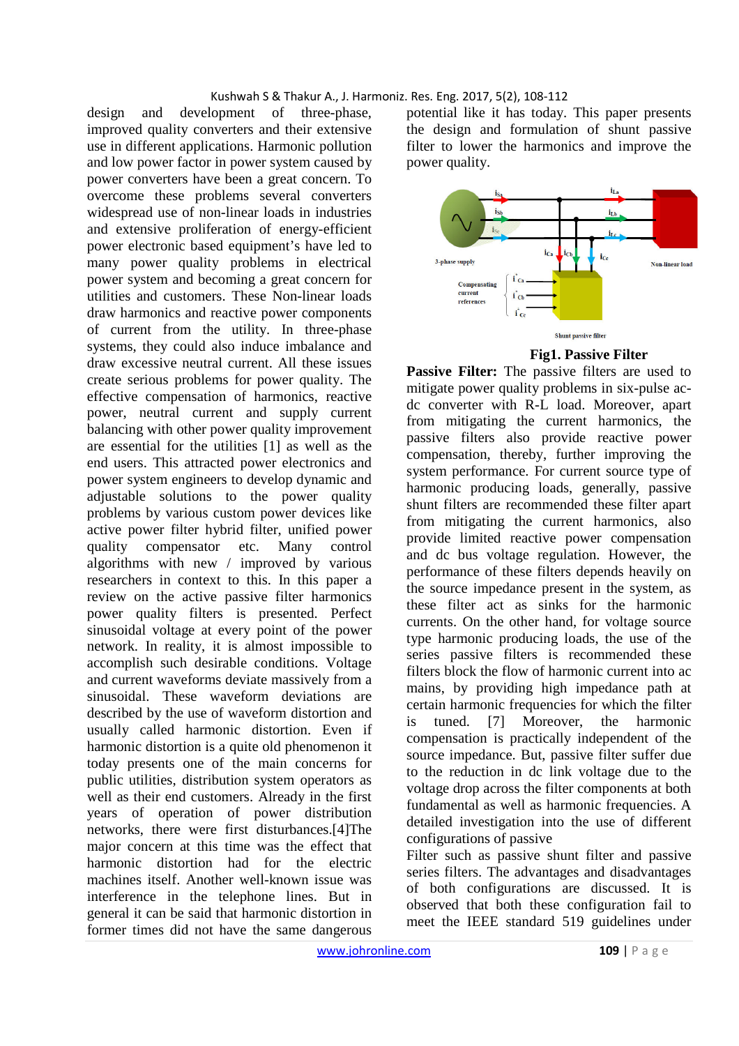design and development of three-phase, improved quality converters and their extensive use in different applications. Harmonic pollution and low power factor in power system caused by power converters have been a great concern. To overcome these problems several converters widespread use of non-linear loads in industries and extensive proliferation of energy-efficient power electronic based equipment's have led to many power quality problems in electrical power system and becoming a great concern for utilities and customers. These Non-linear loads draw harmonics and reactive power components of current from the utility. In three-phase systems, they could also induce imbalance and draw excessive neutral current. All these issues create serious problems for power quality. The effective compensation of harmonics, reactive power, neutral current and supply current balancing with other power quality improvement are essential for the utilities [1] as well as the end users. This attracted power electronics and power system engineers to develop dynamic and adjustable solutions to the power quality problems by various custom power devices like active power filter hybrid filter, unified power quality compensator etc. Many control algorithms with new / improved by various researchers in context to this. In this paper a review on the active passive filter harmonics power quality filters is presented. Perfect sinusoidal voltage at every point of the power network. In reality, it is almost impossible to accomplish such desirable conditions. Voltage and current waveforms deviate massively from a sinusoidal. These waveform deviations are described by the use of waveform distortion and usually called harmonic distortion. Even if harmonic distortion is a quite old phenomenon it today presents one of the main concerns for public utilities, distribution system operators as well as their end customers. Already in the first years of operation of power distribution networks, there were first disturbances.[4]The major concern at this time was the effect that harmonic distortion had for the electric machines itself. Another well-known issue was interference in the telephone lines. But in general it can be said that harmonic distortion in former times did not have the same dangerous potential like it has today. This paper presents the design and formulation of shunt passive filter to lower the harmonics and improve the power quality.

**Fig1. Passive Filter**

**Passive Filter:** The passive filters are used to mitigate power quality problems in six-pulse ac-dc converter with R-L load. Moreover, apart from mitigating the current harmonics, the passive filters also provide reactive power compensation, thereby, further improving the system performance. For current source type of harmonic producing loads, generally, passive shunt filters are recommended these filter apart from mitigating the current harmonics, also provide limited reactive power compensation and dc bus voltage regulation. However, the performance of these filters depends heavily on the source impedance present in the system, as these filter act as sinks for the harmonic currents. On the other hand, for voltage source type harmonic producing loads, the use of the series passive filters is recommended these filters block the flow of harmonic current into ac mains, by providing high impedance path at certain harmonic frequencies for which the filter is tuned. [7] Moreover, the harmonic compensation is practically independent of the source impedance. But, passive filter suffer due to the reduction in dc link voltage due to the voltage drop across the filter components at both fundamental as well as harmonic frequencies. A detailed investigation into the use of different configurations of passive

Filter such as passive shunt filter and passive series filters. The advantages and disadvantages of both configurations are discussed. It is observed that both these configuration fail to meet the IEEE standard 519 guidelines under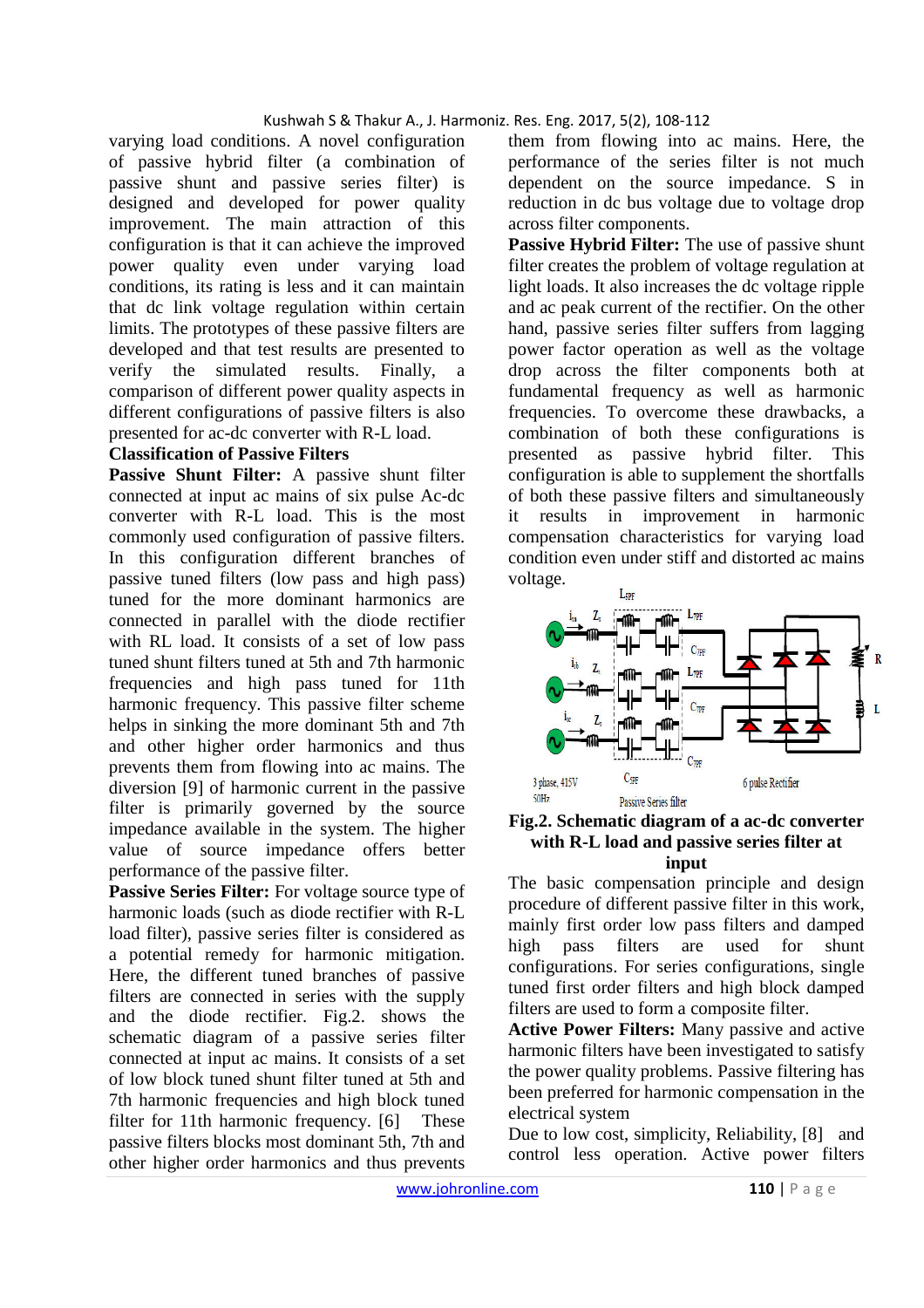varying load conditions. A novel configuration of passive hybrid filter (a combination of passive shunt and passive series filter) is designed and developed for power quality improvement. The main attraction of this configuration is that it can achieve the improved power quality even under varying load conditions, its rating is less and it can maintain that dc link voltage regulation within certain limits. The prototypes of these passive filters are developed and that test results are presented to verify the simulated results. Finally, a comparison of different power quality aspects in different configurations of passive filters is also presented for ac-dc converter with R-L load.

**Classification of Passive Filters**

**Passive Shunt Filter:** A passive shunt filter connected at input ac mains of six pulse Ac-dc converter with R-L load. This is the most commonly used configuration of passive filters. In this configuration different branches of passive tuned filters (low pass and high pass) tuned for the more dominant harmonics are connected in parallel with the diode rectifier with RL load. It consists of a set of low pass tuned shunt filters tuned at 5th and 7th harmonic frequencies and high pass tuned for 11th harmonic frequency. This passive filter scheme helps in sinking the more dominant 5th and 7th and other higher order harmonics and thus prevents them from flowing into ac mains. The diversion [9] of harmonic current in the passive filter is primarily governed by the source impedance available in the system. The higher value of source impedance offers better performance of the passive filter.

**Passive Series Filter:** For voltage source type of harmonic loads (such as diode rectifier with R-L load filter), passive series filter is considered as a potential remedy for harmonic mitigation. Here, the different tuned branches of passive filters are connected in series with the supply and the diode rectifier. Fig.2. shows the schematic diagram of a passive series filter connected at input ac mains. It consists of a set of low block tuned shunt filter tuned at 5th and 7th harmonic frequencies and high block tuned filter for 11th harmonic frequency. [6] These passive filters blocks most dominant 5th, 7th and other higher order harmonics and thus prevents them from flowing into ac mains. Here, the performance of the series filter is not much dependent on the source impedance. S in reduction in dc bus voltage due to voltage drop across filter components.

**Passive Hybrid Filter:** The use of passive shunt filter creates the problem of voltage regulation at light loads. It also increases the dc voltage ripple and ac peak current of the rectifier. On the other hand, passive series filter suffers from lagging power factor operation as well as the voltage drop across the filter components both at fundamental frequency as well as harmonic frequencies. To overcome these drawbacks, a combination of both these configurations is presented as passive hybrid filter. This configuration is able to supplement the shortfalls of both these passive filters and simultaneously it results in improvement in harmonic compensation characteristics for varying load condition even under stiff and distorted ac mains voltage.

**Fig.2. Schematic diagram of a ac-dc converter with R-L load and passive series filter at input**

The basic compensation principle and design procedure of different passive filter in this work, mainly first order low pass filters and damped high pass filters are used for shunt configurations. For series configurations, single tuned first order filters and high block damped filters are used to form a composite filter.

**Active Power Filters:** Many passive and active harmonic filters have been investigated to satisfy the power quality problems. Passive filtering has been preferred for harmonic compensation in the electrical system

Due to low cost, simplicity, Reliability, [8] and control less operation. Active power filters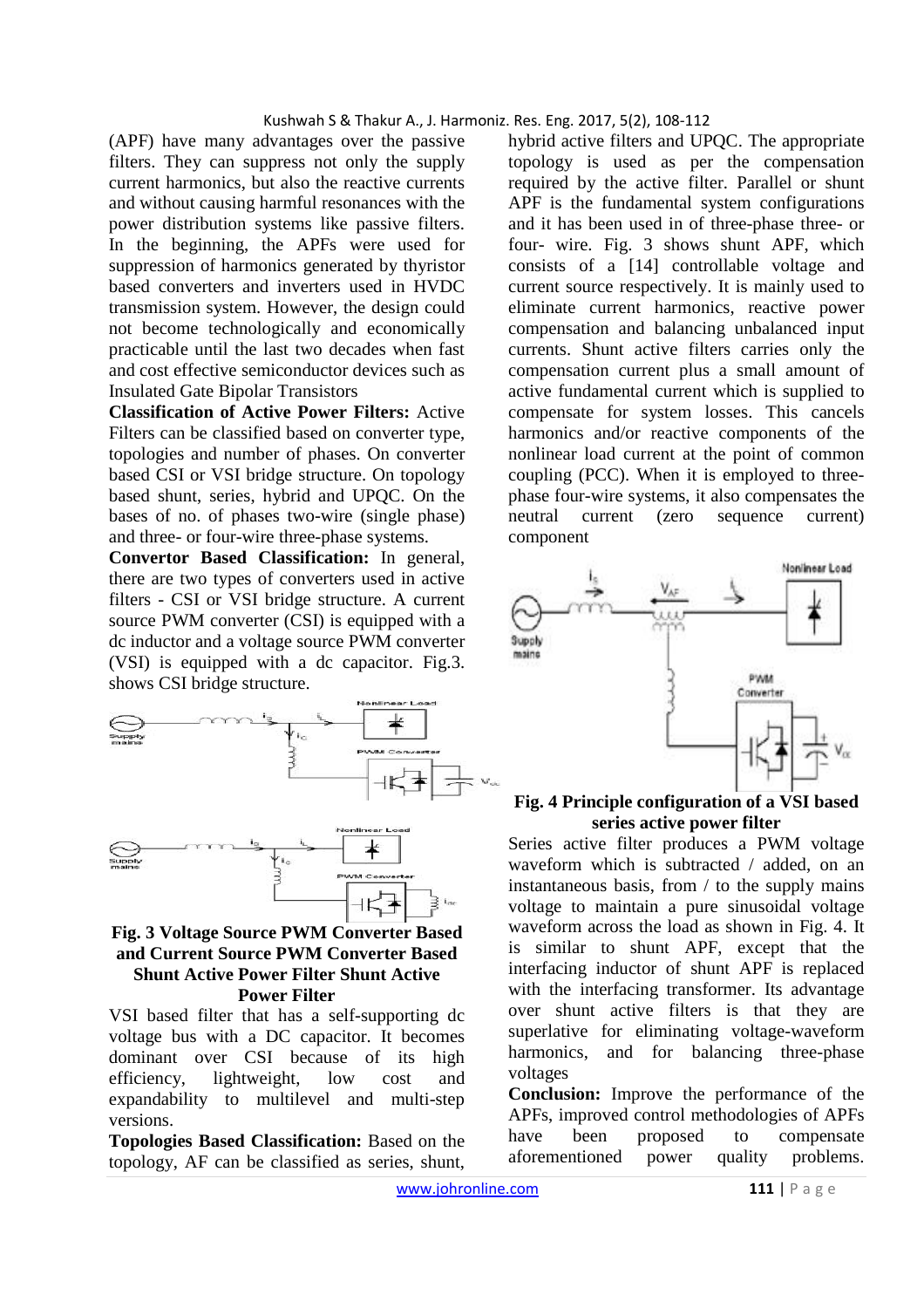(APF) have many advantages over the passive filters. They can suppress not only the supply current harmonics, but also the reactive currents and without causing harmful resonances with the power distribution systems like passive filters. In the beginning, the APFs were used for suppression of harmonics generated by thyristor based converters and inverters used in HVDC transmission system. However, the design could not become technologically and economically practicable until the last two decades when fast and cost effective semiconductor devices such as Insulated Gate Bipolar Transistors

**Classification of Active Power Filters:** Active Filters can be classified based on converter type, topologies and number of phases. On converter based CSI or VSI bridge structure. On topology based shunt, series, hybrid and UPQC. On the bases of no. of phases two-wire (single phase) and three- or four-wire three-phase systems.

**Convertor Based Classification:** In general, there are two types of converters used in active filters - CSI or VSI bridge structure. A current source PWM converter (CSI) is equipped with a dc inductor and a voltage source PWM converter (VSI) is equipped with a dc capacitor. Fig.3. shows CSI bridge structure.

**Fig. 3 Voltage Source PWM Converter Based and Current Source PWM Converter Based Shunt Active Power Filter Shunt Active Power Filter**

VSI based filter that has a self-supporting dc voltage bus with a DC capacitor. It becomes dominant over CSI because of its high efficiency, lightweight, low cost and expandability to multilevel and multi-step versions.

**Topologies Based Classification:** Based on the topology, AF can be classified as series, shunt, hybrid active filters and UPQC. The appropriate topology is used as per the compensation required by the active filter. Parallel or shunt APF is the fundamental system configurations and it has been used in of three-phase three- or four- wire. Fig. 3 shows shunt APF, which consists of a [14] controllable voltage and current source respectively. It is mainly used to eliminate current harmonics, reactive power compensation and balancing unbalanced input currents. Shunt active filters carries only the compensation current plus a small amount of active fundamental current which is supplied to compensate for system losses. This cancels harmonics and/or reactive components of the nonlinear load current at the point of common coupling (PCC). When it is employed to three-phase four-wire systems, it also compensates the neutral current (zero sequence current) component

**Fig. 4 Principle configuration of a VSI based series active power filter**

Series active filter produces a PWM voltage waveform which is subtracted / added, on an instantaneous basis, from / to the supply mains voltage to maintain a pure sinusoidal voltage waveform across the load as shown in Fig. 4. It is similar to shunt APF, except that the interfacing inductor of shunt APF is replaced with the interfacing transformer. Its advantage over shunt active filters is that they are superlative for eliminating voltage-waveform harmonics, and for balancing three-phase voltages

**Conclusion:** Improve the performance of the APFs, improved control methodologies of APFs have been proposed to compensate aforementioned power quality problems.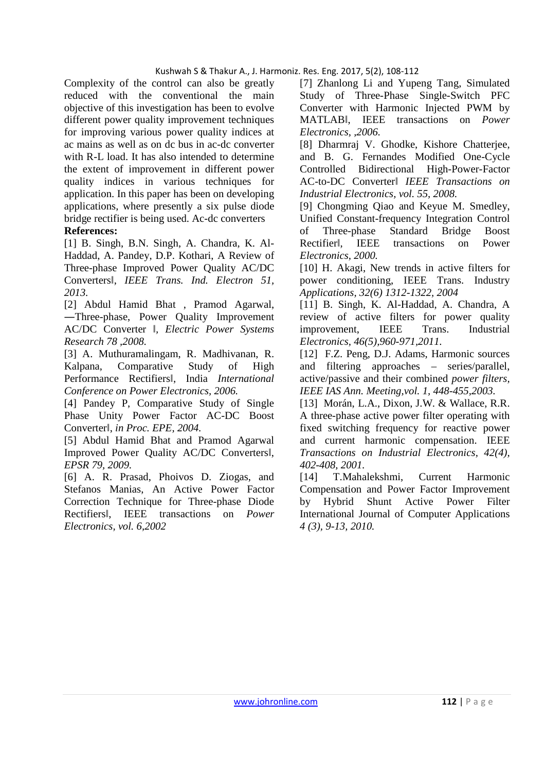Complexity of the control can also be greatly reduced with the conventional the main objective of this investigation has been to evolve different power quality improvement techniques for improving various power quality indices at ac mains as well as on dc bus in ac-dc converter with R-L load. It has also intended to determine the extent of improvement in different power quality indices in various techniques for application. In this paper has been on developing applications, where presently a six pulse diode bridge rectifier is being used. Ac-dc converters

**References:**

[1] B. Singh, B.N. Singh, A. Chandra, K. Al-Haddad, A. Pandey, D.P. Kothari, A Review of Three-phase Improved Power Quality AC/DC Converters‖, *IEEE Trans. Ind. Electron 51, 2013.*

[2] Abdul Hamid Bhat , Pramod Agarwal, ―Three-phase, Power Quality Improvement AC/DC Converter ‖, *Electric Power Systems Research 78 ,2008.*

[3] A. Muthuramalingam, R. Madhivanan, R. Kalpana, Comparative Study of High Performance Rectifiers‖, India *International Conference on Power Electronics, 2006.*

[4] Pandey P, Comparative Study of Single Phase Unity Power Factor AC-DC Boost Converter‖, *in Proc. EPE, 2004.*

[5] Abdul Hamid Bhat and Pramod Agarwal Improved Power Quality AC/DC Converters‖, *EPSR 79, 2009.*

[6] A. R. Prasad, Phoivos D. Ziogas, and Stefanos Manias, An Active Power Factor Correction Technique for Three-phase Diode Rectifiers‖, IEEE transactions on *Power Electronics, vol. 6,2002*

[7] Zhanlong Li and Yupeng Tang, Simulated Study of Three-Phase Single-Switch PFC Converter with Harmonic Injected PWM by MATLAB‖, IEEE transactions on *Power Electronics, ,2006.*

[8] Dharmraj V. Ghodke, Kishore Chatterjee, and B. G. Fernandes Modified One-Cycle Controlled Bidirectional High-Power-Factor AC-to-DC Converter‖ *IEEE Transactions on Industrial Electronics, vol. 55, 2008.*

[9] Chongming Qiao and Keyue M. Smedley, Unified Constant-frequency Integration Control of Three-phase Standard Bridge Boost Rectifier‖, IEEE transactions on Power *Electronics, 2000.*

[10] H. Akagi, New trends in active filters for power conditioning, IEEE Trans. Industry *Applications, 32(6) 1312-1322, 2004*

[11] B. Singh, K. Al-Haddad, A. Chandra, A review of active filters for power quality improvement, IEEE Trans. Industrial *Electronics, 46(5),960-971,2011.*

[12] F.Z. Peng, D.J. Adams, Harmonic sources and filtering approaches – series/parallel, active/passive and their combined *power filters, IEEE IAS Ann. Meeting,vol. 1, 448-455,2003.*

[13] Morán, L.A., Dixon, J.W. & Wallace, R.R. A three-phase active power filter operating with fixed switching frequency for reactive power and current harmonic compensation. IEEE *Transactions on Industrial Electronics, 42(4), 402-408, 2001.*

[14] T.Mahalekshmi, Current Harmonic Compensation and Power Factor Improvement by Hybrid Shunt Active Power Filter International Journal of Computer Applications *4 (3), 9-13, 2010.*